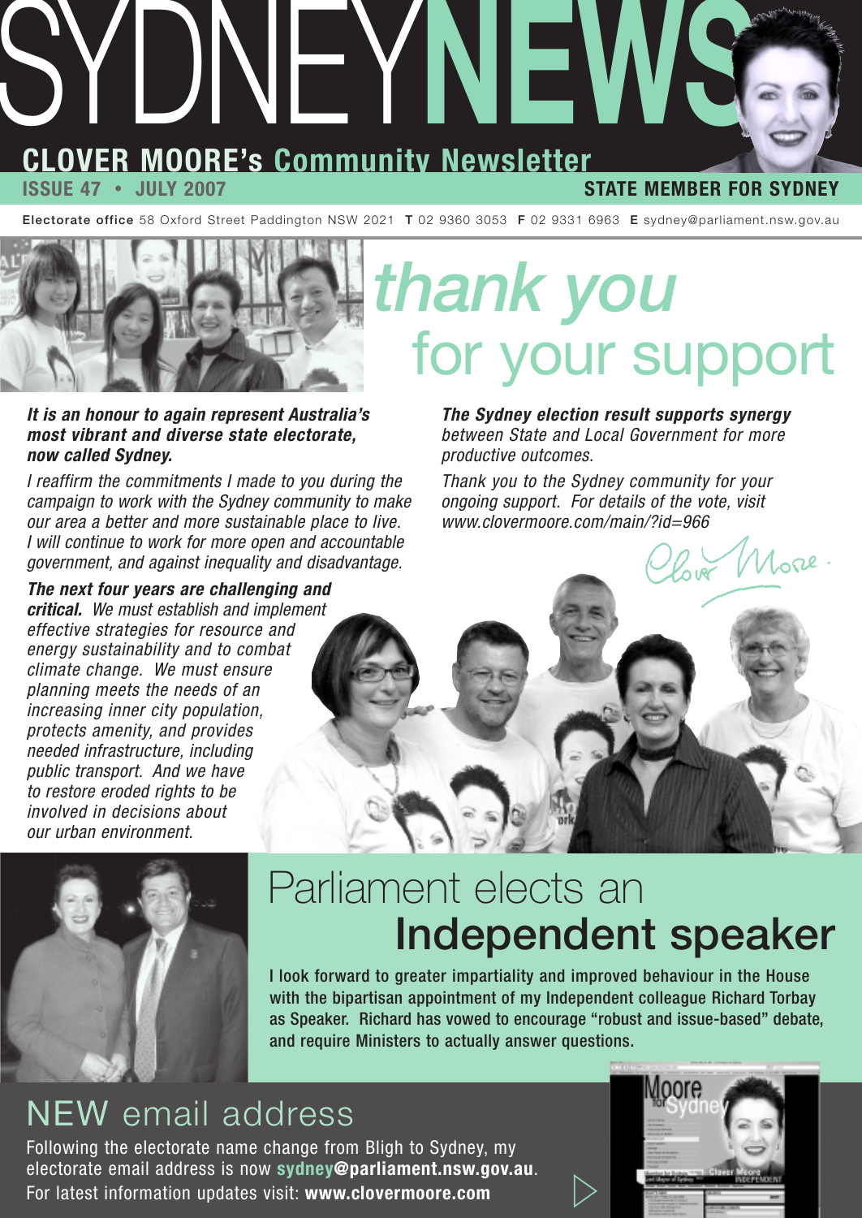# SYDNEYNEWS

## CLOVER MOORE's Community Newsletter

**ISSUE 47 • JULY 2007**

**STATE MEMBER FOR SYDNEY**

**Electorate office** 58 Oxford Street Paddington NSW 2021 **T** 02 9360 3053 **F** 02 9331 6963 **E** sydney@parliament.nsw.gov.au

# *thank you* for your support

***It is an honour to again represent Australia's most vibrant and diverse state electorate, now called Sydney.***

*I reaffirm the commitments I made to you during the campaign to work with the Sydney community to make our area a better and more sustainable place to live. I will continue to work for more open and accountable government, and against inequality and disadvantage.*

***The next four years are challenging and critical.*** *We must establish and implement effective strategies for resource and energy sustainability and to combat climate change. We must ensure planning meets the needs of an increasing inner city population, protects amenity, and provides needed infrastructure, including public transport. And we have to restore eroded rights to be involved in decisions about our urban environment.*

***The Sydney election result supports synergy*** *between State and Local Government for more productive outcomes.*

*Thank you to the Sydney community for your ongoing support. For details of the vote, visit www.clovermoore.com/main/?id=966*

*Clover Moore.*

# Parliament elects an **Independent speaker**

**I look forward to greater impartiality and improved behaviour in the House with the bipartisan appointment of my Independent colleague Richard Torbay as Speaker. Richard has vowed to encourage "robust and issue-based" debate, and require Ministers to actually answer questions.**

# NEW email address

Following the electorate name change from Bligh to Sydney, my electorate email address is now **sydney@parliament.nsw.gov.au**.
For latest information updates visit: **www.clovermoore.com**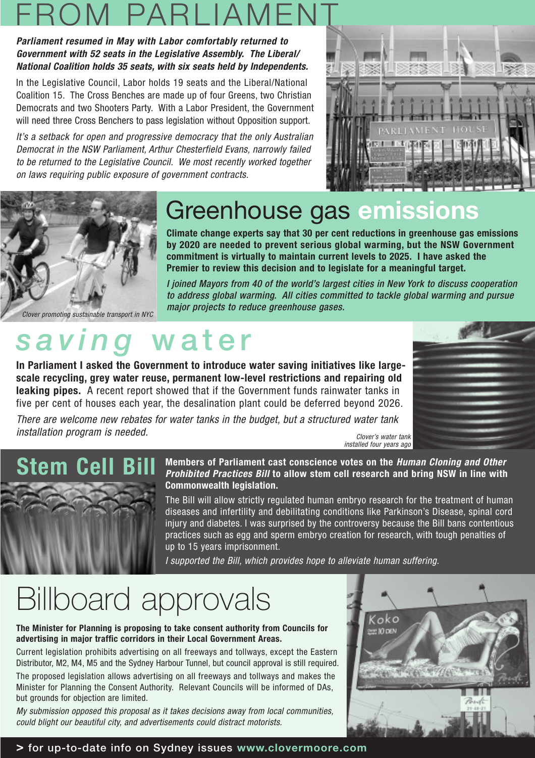# FROM PARLIAMENT

***Parliament resumed in May with Labor comfortably returned to Government with 52 seats in the Legislative Assembly. The Liberal/ National Coalition holds 35 seats, with six seats held by Independents.***

In the Legislative Council, Labor holds 19 seats and the Liberal/National Coalition 15. The Cross Benches are made up of four Greens, two Christian Democrats and two Shooters Party. With a Labor President, the Government will need three Cross Benchers to pass legislation without Opposition support.

*It's a setback for open and progressive democracy that the only Australian Democrat in the NSW Parliament, Arthur Chesterfield Evans, narrowly failed to be returned to the Legislative Council. We most recently worked together on laws requiring public exposure of government contracts.*

## Greenhouse gas emissions

Clover promoting sustainable transport in NYC

**Climate change experts say that 30 per cent reductions in greenhouse gas emissions by 2020 are needed to prevent serious global warming, but the NSW Government commitment is virtually to maintain current levels to 2025. I have asked the Premier to review this decision and to legislate for a meaningful target.**

***I joined Mayors from 40 of the world's largest cities in New York to discuss cooperation to address global warming. All cities committed to tackle global warming and pursue major projects to reduce greenhouse gases.***

## saving water

**In Parliament I asked the Government to introduce water saving initiatives like large-scale recycling, grey water reuse, permanent low-level restrictions and repairing old leaking pipes.** A recent report showed that if the Government funds rainwater tanks in five per cent of houses each year, the desalination plant could be deferred beyond 2026.

*There are welcome new rebates for water tanks in the budget, but a structured water tank installation program is needed.*

Clover's water tank installed four years ago

## Stem Cell Bill

**Members of Parliament cast conscience votes on the *Human Cloning and Other Prohibited Practices Bill* to allow stem cell research and bring NSW in line with Commonwealth legislation.**

The Bill will allow strictly regulated human embryo research for the treatment of human diseases and infertility and debilitating conditions like Parkinson's Disease, spinal cord injury and diabetes. I was surprised by the controversy because the Bill bans contentious practices such as egg and sperm embryo creation for research, with tough penalties of up to 15 years imprisonment.

*I supported the Bill, which provides hope to alleviate human suffering.*

## Billboard approvals

**The Minister for Planning is proposing to take consent authority from Councils for advertising in major traffic corridors in their Local Government Areas.**

Current legislation prohibits advertising on all freeways and tollways, except the Eastern Distributor, M2, M4, M5 and the Sydney Harbour Tunnel, but council approval is still required.

The proposed legislation allows advertising on all freeways and tollways and makes the Minister for Planning the Consent Authority. Relevant Councils will be informed of DAs, but grounds for objection are limited.

*My submission opposed this proposal as it takes decisions away from local communities, could blight our beautiful city, and advertisements could distract motorists.*

> for up-to-date info on Sydney issues **www.clovermoore.com**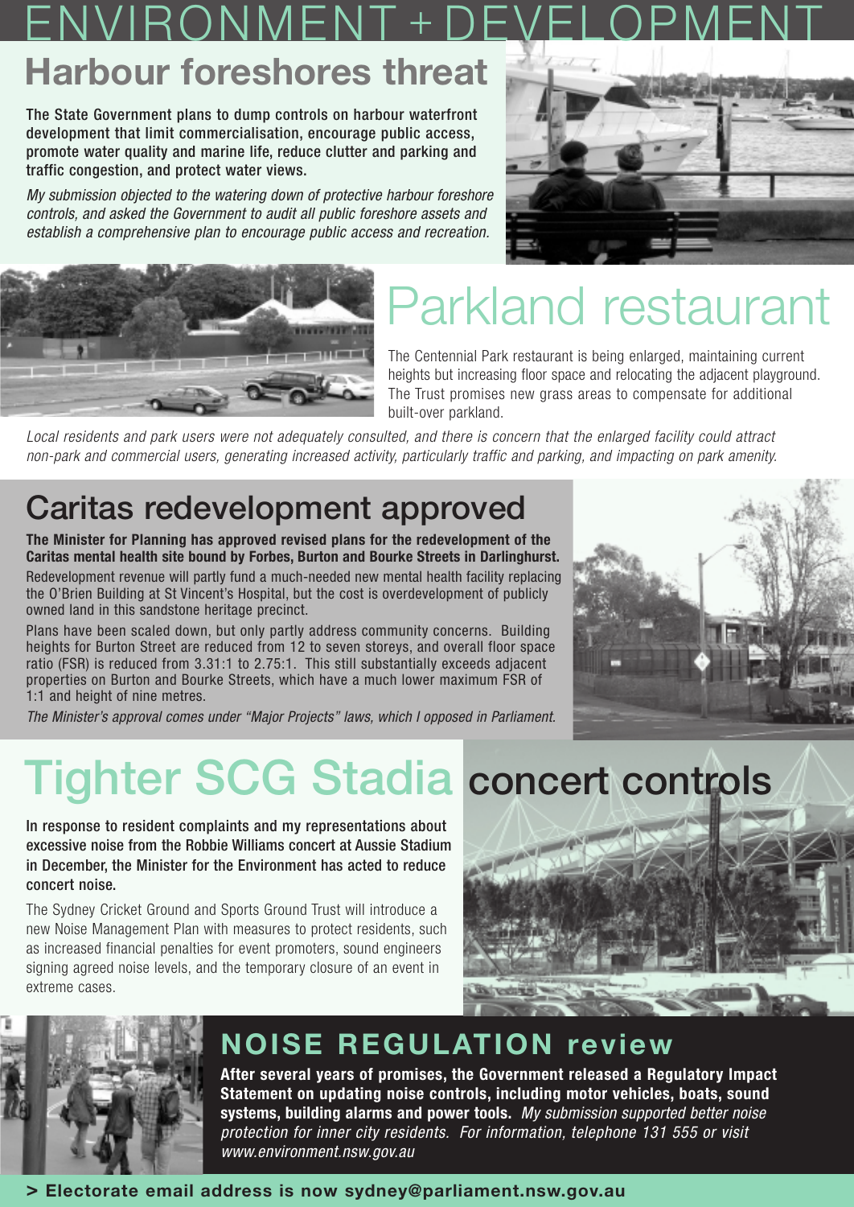# ENVIRONMENT + DEVELOPMENT

## Harbour foreshores threat

**The State Government plans to dump controls on harbour waterfront development that limit commercialisation, encourage public access, promote water quality and marine life, reduce clutter and parking and traffic congestion, and protect water views.**

*My submission objected to the watering down of protective harbour foreshore controls, and asked the Government to audit all public foreshore assets and establish a comprehensive plan to encourage public access and recreation.*

## Parkland restaurant

The Centennial Park restaurant is being enlarged, maintaining current heights but increasing floor space and relocating the adjacent playground. The Trust promises new grass areas to compensate for additional built-over parkland.

*Local residents and park users were not adequately consulted, and there is concern that the enlarged facility could attract non-park and commercial users, generating increased activity, particularly traffic and parking, and impacting on park amenity.*

## Caritas redevelopment approved

**The Minister for Planning has approved revised plans for the redevelopment of the Caritas mental health site bound by Forbes, Burton and Bourke Streets in Darlinghurst.** Redevelopment revenue will partly fund a much-needed new mental health facility replacing the O'Brien Building at St Vincent's Hospital, but the cost is overdevelopment of publicly owned land in this sandstone heritage precinct.

Plans have been scaled down, but only partly address community concerns. Building heights for Burton Street are reduced from 12 to seven storeys, and overall floor space ratio (FSR) is reduced from 3.31:1 to 2.75:1. This still substantially exceeds adjacent properties on Burton and Bourke Streets, which have a much lower maximum FSR of 1:1 and height of nine metres.

*The Minister's approval comes under "Major Projects" laws, which I opposed in Parliament.*

## Tighter SCG Stadia concert controls

**In response to resident complaints and my representations about excessive noise from the Robbie Williams concert at Aussie Stadium in December, the Minister for the Environment has acted to reduce concert noise.**

The Sydney Cricket Ground and Sports Ground Trust will introduce a new Noise Management Plan with measures to protect residents, such as increased financial penalties for event promoters, sound engineers signing agreed noise levels, and the temporary closure of an event in extreme cases.

## NOISE REGULATION review

**After several years of promises, the Government released a Regulatory Impact Statement on updating noise controls, including motor vehicles, boats, sound systems, building alarms and power tools.** *My submission supported better noise protection for inner city residents. For information, telephone 131 555 or visit www.environment.nsw.gov.au*

**> Electorate email address is now sydney@parliament.nsw.gov.au**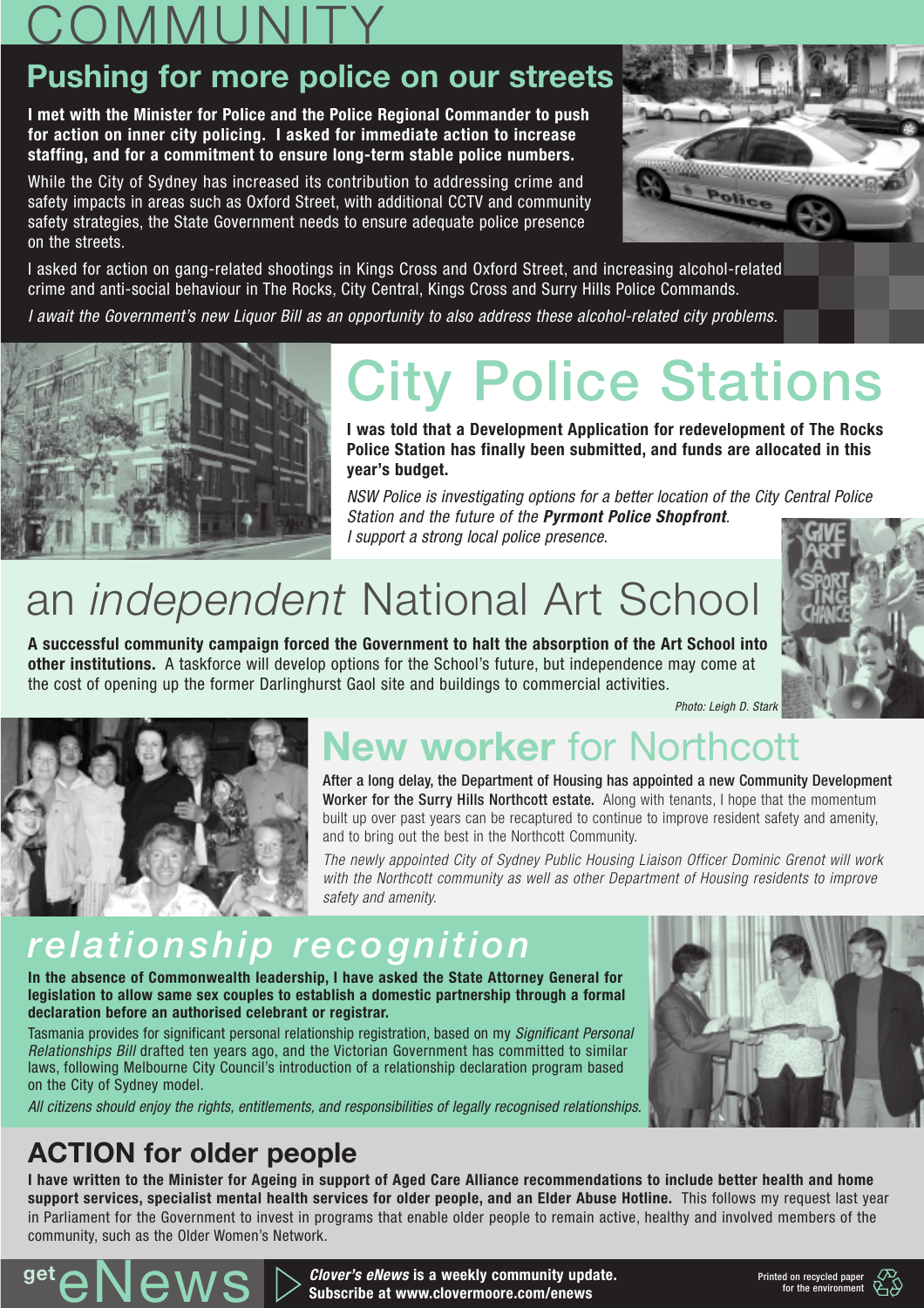# COMMUNITY

## Pushing for more police on our streets

**I met with the Minister for Police and the Police Regional Commander to push for action on inner city policing. I asked for immediate action to increase staffing, and for a commitment to ensure long-term stable police numbers.**

While the City of Sydney has increased its contribution to addressing crime and safety impacts in areas such as Oxford Street, with additional CCTV and community safety strategies, the State Government needs to ensure adequate police presence on the streets.

I asked for action on gang-related shootings in Kings Cross and Oxford Street, and increasing alcohol-related crime and anti-social behaviour in The Rocks, City Central, Kings Cross and Surry Hills Police Commands.

*I await the Government's new Liquor Bill as an opportunity to also address these alcohol-related city problems.*

## City Police Stations

**I was told that a Development Application for redevelopment of The Rocks Police Station has finally been submitted, and funds are allocated in this year's budget.**

*NSW Police is investigating options for a better location of the City Central Police Station and the future of the* ***Pyrmont Police Shopfront****.*
*I support a strong local police presence.*

## an *independent* National Art School

**A successful community campaign forced the Government to halt the absorption of the Art School into other institutions.** A taskforce will develop options for the School's future, but independence may come at the cost of opening up the former Darlinghurst Gaol site and buildings to commercial activities.

Photo: Leigh D. Stark

## New worker for Northcott

**After a long delay, the Department of Housing has appointed a new Community Development Worker for the Surry Hills Northcott estate.** Along with tenants, I hope that the momentum built up over past years can be recaptured to continue to improve resident safety and amenity, and to bring out the best in the Northcott Community.

*The newly appointed City of Sydney Public Housing Liaison Officer Dominic Grenot will work with the Northcott community as well as other Department of Housing residents to improve safety and amenity.*

## *relationship recognition*

**In the absence of Commonwealth leadership, I have asked the State Attorney General for legislation to allow same sex couples to establish a domestic partnership through a formal declaration before an authorised celebrant or registrar.**

Tasmania provides for significant personal relationship registration, based on my *Significant Personal Relationships Bill* drafted ten years ago, and the Victorian Government has committed to similar laws, following Melbourne City Council's introduction of a relationship declaration program based on the City of Sydney model.

*All citizens should enjoy the rights, entitlements, and responsibilities of legally recognised relationships.*

## ACTION for older people

**I have written to the Minister for Ageing in support of Aged Care Alliance recommendations to include better health and home support services, specialist mental health services for older people, and an Elder Abuse Hotline.** This follows my request last year in Parliament for the Government to invest in programs that enable older people to remain active, healthy and involved members of the community, such as the Older Women's Network.

get eNews — ***Clover's eNews*** **is a weekly community update. Subscribe at www.clovermoore.com/enews**

Printed on recycled paper for the environment